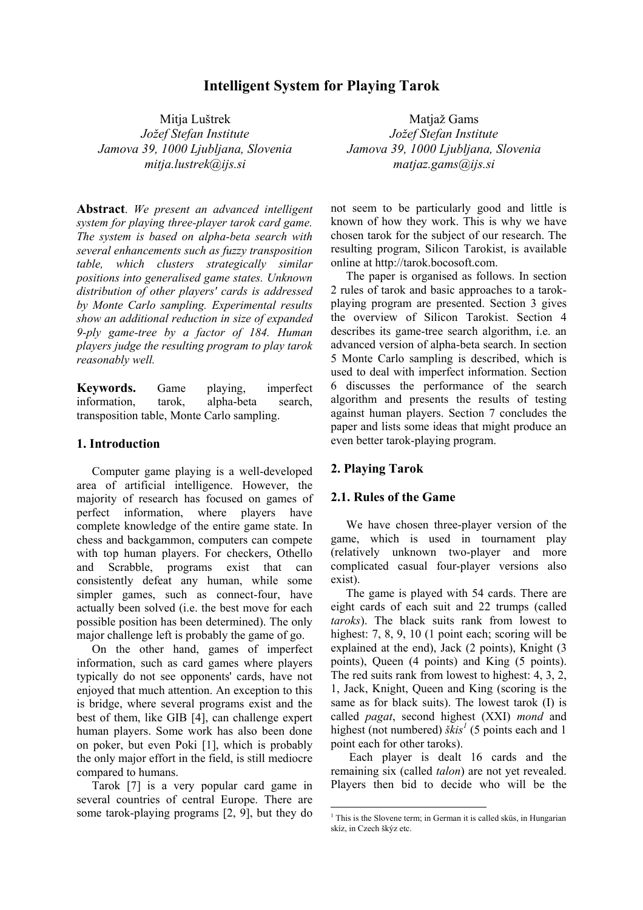# Intelligent System for Playing Tarok

Mitja Luštrek
*Jožef Stefan Institute*
*Jamova 39, 1000 Ljubljana, Slovenia*
*mitja.lustrek@ijs.si*

Matjaž Gams
*Jožef Stefan Institute*
*Jamova 39, 1000 Ljubljana, Slovenia*
*matjaz.gams@ijs.si*

**Abstract**. *We present an advanced intelligent system for playing three-player tarok card game. The system is based on alpha-beta search with several enhancements such as fuzzy transposition table, which clusters strategically similar positions into generalised game states. Unknown distribution of other players' cards is addressed by Monte Carlo sampling. Experimental results show an additional reduction in size of expanded 9-ply game-tree by a factor of 184. Human players judge the resulting program to play tarok reasonably well.*

**Keywords.** Game playing, imperfect information, tarok, alpha-beta search, transposition table, Monte Carlo sampling.

## 1. Introduction

Computer game playing is a well-developed area of artificial intelligence. However, the majority of research has focused on games of perfect information, where players have complete knowledge of the entire game state. In chess and backgammon, computers can compete with top human players. For checkers, Othello and Scrabble, programs exist that can consistently defeat any human, while some simpler games, such as connect-four, have actually been solved (i.e. the best move for each possible position has been determined). The only major challenge left is probably the game of go.

On the other hand, games of imperfect information, such as card games where players typically do not see opponents' cards, have not enjoyed that much attention. An exception to this is bridge, where several programs exist and the best of them, like GIB [4], can challenge expert human players. Some work has also been done on poker, but even Poki [1], which is probably the only major effort in the field, is still mediocre compared to humans.

Tarok [7] is a very popular card game in several countries of central Europe. There are some tarok-playing programs [2, 9], but they do not seem to be particularly good and little is known of how they work. This is why we have chosen tarok for the subject of our research. The resulting program, Silicon Tarokist, is available online at http://tarok.bocosoft.com.

The paper is organised as follows. In section 2 rules of tarok and basic approaches to a tarok-playing program are presented. Section 3 gives the overview of Silicon Tarokist. Section 4 describes its game-tree search algorithm, i.e. an advanced version of alpha-beta search. In section 5 Monte Carlo sampling is described, which is used to deal with imperfect information. Section 6 discusses the performance of the search algorithm and presents the results of testing against human players. Section 7 concludes the paper and lists some ideas that might produce an even better tarok-playing program.

## 2. Playing Tarok

### 2.1. Rules of the Game

We have chosen three-player version of the game, which is used in tournament play (relatively unknown two-player and more complicated casual four-player versions also exist).

The game is played with 54 cards. There are eight cards of each suit and 22 trumps (called *taroks*). The black suits rank from lowest to highest: 7, 8, 9, 10 (1 point each; scoring will be explained at the end), Jack (2 points), Knight (3 points), Queen (4 points) and King (5 points). The red suits rank from lowest to highest: 4, 3, 2, 1, Jack, Knight, Queen and King (scoring is the same as for black suits). The lowest tarok (I) is called *pagat*, second highest (XXI) *mond* and highest (not numbered) *škis*[1] (5 points each and 1 point each for other taroks).

Each player is dealt 16 cards and the remaining six (called *talon*) are not yet revealed. Players then bid to decide who will be the

[1] This is the Slovene term; in German it is called sküs, in Hungarian skíz, in Czech škýz etc.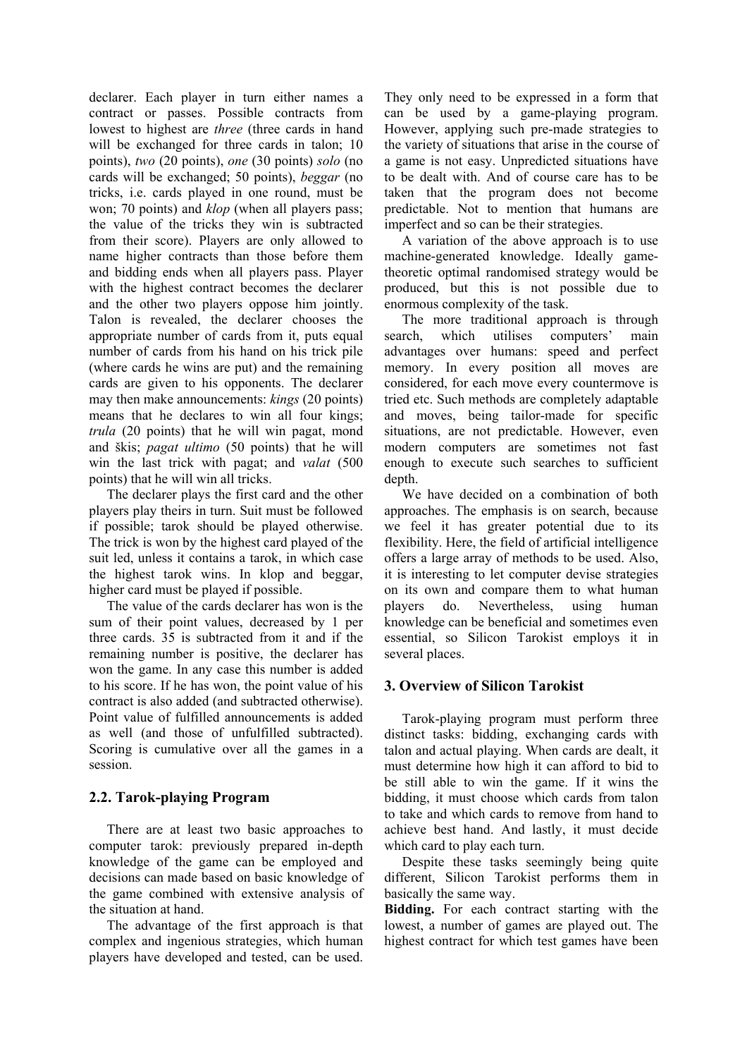declarer. Each player in turn either names a contract or passes. Possible contracts from lowest to highest are *three* (three cards in hand will be exchanged for three cards in talon; 10 points), *two* (20 points), *one* (30 points) *solo* (no cards will be exchanged; 50 points), *beggar* (no tricks, i.e. cards played in one round, must be won; 70 points) and *klop* (when all players pass; the value of the tricks they win is subtracted from their score). Players are only allowed to name higher contracts than those before them and bidding ends when all players pass. Player with the highest contract becomes the declarer and the other two players oppose him jointly. Talon is revealed, the declarer chooses the appropriate number of cards from it, puts equal number of cards from his hand on his trick pile (where cards he wins are put) and the remaining cards are given to his opponents. The declarer may then make announcements: *kings* (20 points) means that he declares to win all four kings; *trula* (20 points) that he will win pagat, mond and škis; *pagat ultimo* (50 points) that he will win the last trick with pagat; and *valat* (500 points) that he will win all tricks.

The declarer plays the first card and the other players play theirs in turn. Suit must be followed if possible; tarok should be played otherwise. The trick is won by the highest card played of the suit led, unless it contains a tarok, in which case the highest tarok wins. In klop and beggar, higher card must be played if possible.

The value of the cards declarer has won is the sum of their point values, decreased by 1 per three cards. 35 is subtracted from it and if the remaining number is positive, the declarer has won the game. In any case this number is added to his score. If he has won, the point value of his contract is also added (and subtracted otherwise). Point value of fulfilled announcements is added as well (and those of unfulfilled subtracted). Scoring is cumulative over all the games in a session.

## 2.2. Tarok-playing Program

There are at least two basic approaches to computer tarok: previously prepared in-depth knowledge of the game can be employed and decisions can made based on basic knowledge of the game combined with extensive analysis of the situation at hand.

The advantage of the first approach is that complex and ingenious strategies, which human players have developed and tested, can be used. They only need to be expressed in a form that can be used by a game-playing program. However, applying such pre-made strategies to the variety of situations that arise in the course of a game is not easy. Unpredicted situations have to be dealt with. And of course care has to be taken that the program does not become predictable. Not to mention that humans are imperfect and so can be their strategies.

A variation of the above approach is to use machine-generated knowledge. Ideally game-theoretic optimal randomised strategy would be produced, but this is not possible due to enormous complexity of the task.

The more traditional approach is through search, which utilises computers' main advantages over humans: speed and perfect memory. In every position all moves are considered, for each move every countermove is tried etc. Such methods are completely adaptable and moves, being tailor-made for specific situations, are not predictable. However, even modern computers are sometimes not fast enough to execute such searches to sufficient depth.

We have decided on a combination of both approaches. The emphasis is on search, because we feel it has greater potential due to its flexibility. Here, the field of artificial intelligence offers a large array of methods to be used. Also, it is interesting to let computer devise strategies on its own and compare them to what human players do. Nevertheless, using human knowledge can be beneficial and sometimes even essential, so Silicon Tarokist employs it in several places.

## 3. Overview of Silicon Tarokist

Tarok-playing program must perform three distinct tasks: bidding, exchanging cards with talon and actual playing. When cards are dealt, it must determine how high it can afford to bid to be still able to win the game. If it wins the bidding, it must choose which cards from talon to take and which cards to remove from hand to achieve best hand. And lastly, it must decide which card to play each turn.

Despite these tasks seemingly being quite different, Silicon Tarokist performs them in basically the same way.

**Bidding.** For each contract starting with the lowest, a number of games are played out. The highest contract for which test games have been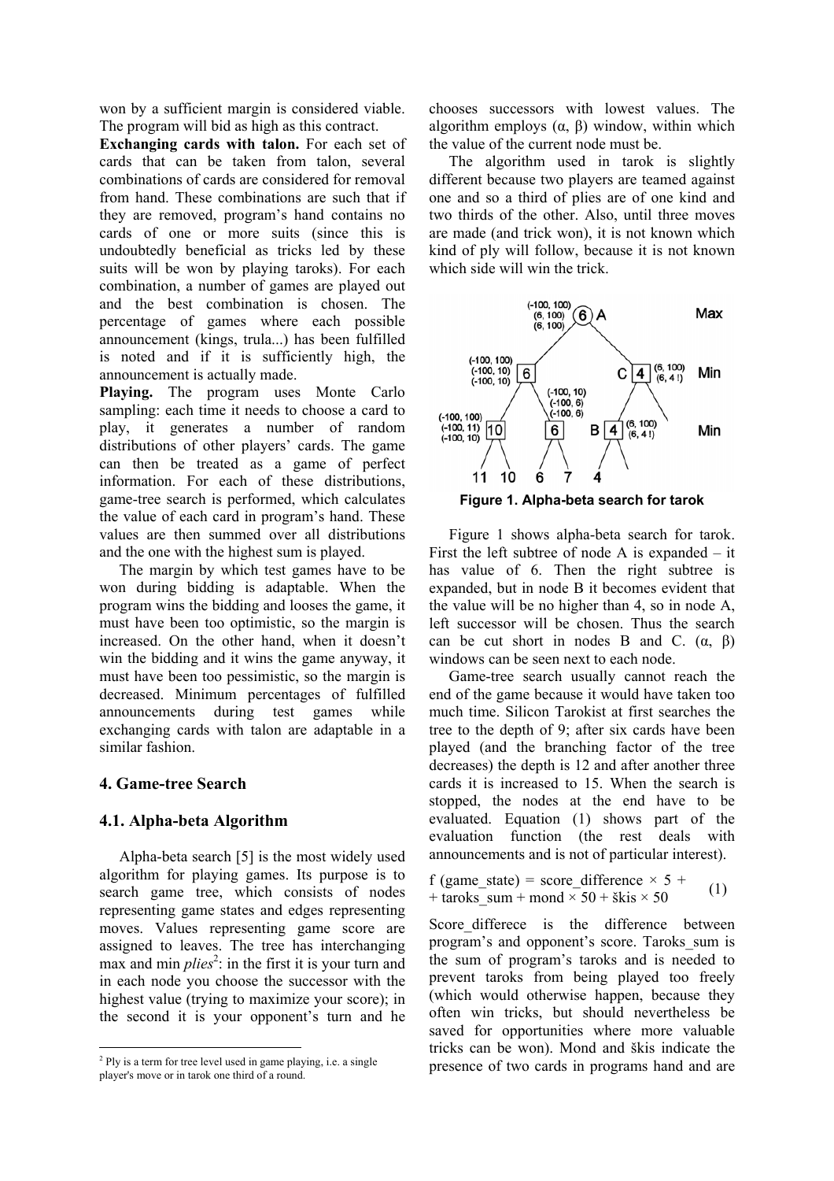won by a sufficient margin is considered viable. The program will bid as high as this contract.

**Exchanging cards with talon.** For each set of cards that can be taken from talon, several combinations of cards are considered for removal from hand. These combinations are such that if they are removed, program's hand contains no cards of one or more suits (since this is undoubtedly beneficial as tricks led by these suits will be won by playing taroks). For each combination, a number of games are played out and the best combination is chosen. The percentage of games where each possible announcement (kings, trula...) has been fulfilled is noted and if it is sufficiently high, the announcement is actually made.

**Playing.** The program uses Monte Carlo sampling: each time it needs to choose a card to play, it generates a number of random distributions of other players' cards. The game can then be treated as a game of perfect information. For each of these distributions, game-tree search is performed, which calculates the value of each card in program's hand. These values are then summed over all distributions and the one with the highest sum is played.

The margin by which test games have to be won during bidding is adaptable. When the program wins the bidding and looses the game, it must have been too optimistic, so the margin is increased. On the other hand, when it doesn't win the bidding and it wins the game anyway, it must have been too pessimistic, so the margin is decreased. Minimum percentages of fulfilled announcements during test games while exchanging cards with talon are adaptable in a similar fashion.

## 4. Game-tree Search

### 4.1. Alpha-beta Algorithm

Alpha-beta search [5] is the most widely used algorithm for playing games. Its purpose is to search game tree, which consists of nodes representing game states and edges representing moves. Values representing game score are assigned to leaves. The tree has interchanging max and min *plies*[2]: in the first it is your turn and in each node you choose the successor with the highest value (trying to maximize your score); in the second it is your opponent's turn and he chooses successors with lowest values. The algorithm employs ($\alpha$, $\beta$) window, within which the value of the current node must be.

The algorithm used in tarok is slightly different because two players are teamed against one and so a third of plies are of one kind and two thirds of the other. Also, until three moves are made (and trick won), it is not known which kind of ply will follow, because it is not known which side will win the trick.

**Figure 1. Alpha-beta search for tarok**

Figure 1 shows alpha-beta search for tarok. First the left subtree of node A is expanded – it has value of 6. Then the right subtree is expanded, but in node B it becomes evident that the value will be no higher than 4, so in node A, left successor will be chosen. Thus the search can be cut short in nodes B and C. ($\alpha$, $\beta$) windows can be seen next to each node.

Game-tree search usually cannot reach the end of the game because it would have taken too much time. Silicon Tarokist at first searches the tree to the depth of 9; after six cards have been played (and the branching factor of the tree decreases) the depth is 12 and after another three cards it is increased to 15. When the search is stopped, the nodes at the end have to be evaluated. Equation (1) shows part of the evaluation function (the rest deals with announcements and is not of particular interest).

$$f\,(\text{game\_state}) = \text{score\_difference} \times 5 + \text{taroks\_sum} + \text{mond} \times 50 + \text{škis} \times 50 \quad (1)$$

Score_differece is the difference between program's and opponent's score. Taroks_sum is the sum of program's taroks and is needed to prevent taroks from being played too freely (which would otherwise happen, because they often win tricks, but should nevertheless be saved for opportunities where more valuable tricks can be won). Mond and škis indicate the presence of two cards in programs hand and are

[2] Ply is a term for tree level used in game playing, i.e. a single player's move or in tarok one third of a round.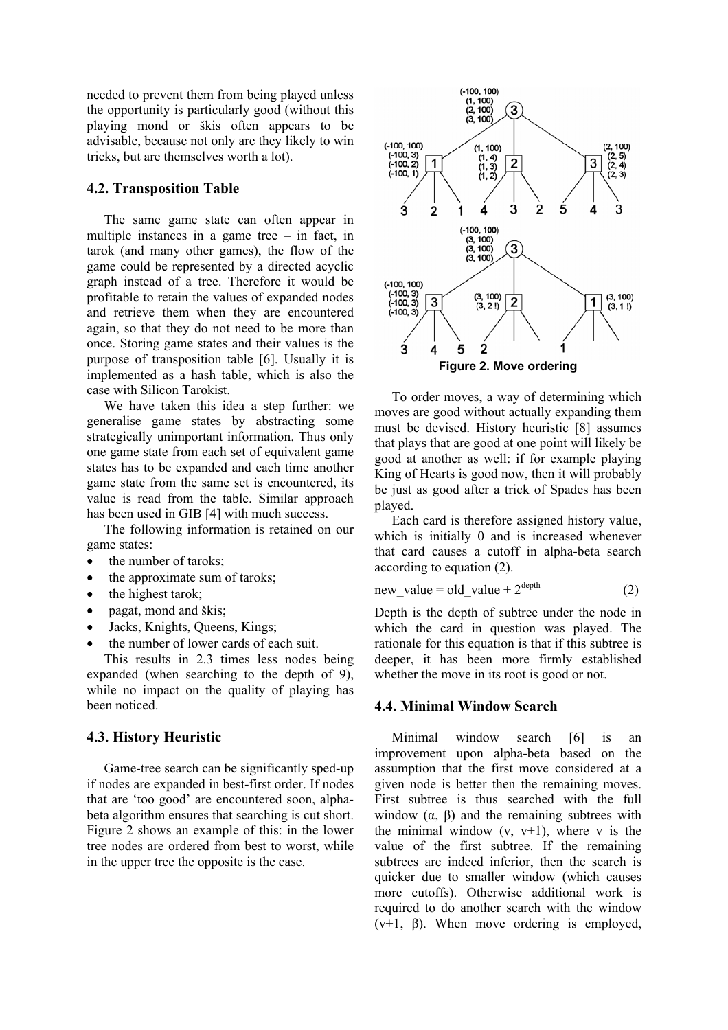needed to prevent them from being played unless the opportunity is particularly good (without this playing mond or škis often appears to be advisable, because not only are they likely to win tricks, but are themselves worth a lot).

### 4.2. Transposition Table

The same game state can often appear in multiple instances in a game tree – in fact, in tarok (and many other games), the flow of the game could be represented by a directed acyclic graph instead of a tree. Therefore it would be profitable to retain the values of expanded nodes and retrieve them when they are encountered again, so that they do not need to be more than once. Storing game states and their values is the purpose of transposition table [6]. Usually it is implemented as a hash table, which is also the case with Silicon Tarokist.

We have taken this idea a step further: we generalise game states by abstracting some strategically unimportant information. Thus only one game state from each set of equivalent game states has to be expanded and each time another game state from the same set is encountered, its value is read from the table. Similar approach has been used in GIB [4] with much success.

The following information is retained on our game states:

- the number of taroks;
- the approximate sum of taroks;
- the highest tarok;
- pagat, mond and škis;
- Jacks, Knights, Queens, Kings;
- the number of lower cards of each suit.

This results in 2.3 times less nodes being expanded (when searching to the depth of 9), while no impact on the quality of playing has been noticed.

### 4.3. History Heuristic

Game-tree search can be significantly sped-up if nodes are expanded in best-first order. If nodes that are 'too good' are encountered soon, alpha-beta algorithm ensures that searching is cut short. Figure 2 shows an example of this: in the lower tree nodes are ordered from best to worst, while in the upper tree the opposite is the case.

**Figure 2. Move ordering**

To order moves, a way of determining which moves are good without actually expanding them must be devised. History heuristic [8] assumes that plays that are good at one point will likely be good at another as well: if for example playing King of Hearts is good now, then it will probably be just as good after a trick of Spades has been played.

Each card is therefore assigned history value, which is initially 0 and is increased whenever that card causes a cutoff in alpha-beta search according to equation (2).

$$\text{new\_value} = \text{old\_value} + 2^{\text{depth}} \tag{2}$$

Depth is the depth of subtree under the node in which the card in question was played. The rationale for this equation is that if this subtree is deeper, it has been more firmly established whether the move in its root is good or not.

### 4.4. Minimal Window Search

Minimal window search [6] is an improvement upon alpha-beta based on the assumption that the first move considered at a given node is better then the remaining moves. First subtree is thus searched with the full window ($\alpha$, $\beta$) and the remaining subtrees with the minimal window ($v$, $v+1$), where $v$ is the value of the first subtree. If the remaining subtrees are indeed inferior, then the search is quicker due to smaller window (which causes more cutoffs). Otherwise additional work is required to do another search with the window ($v+1$, $\beta$). When move ordering is employed,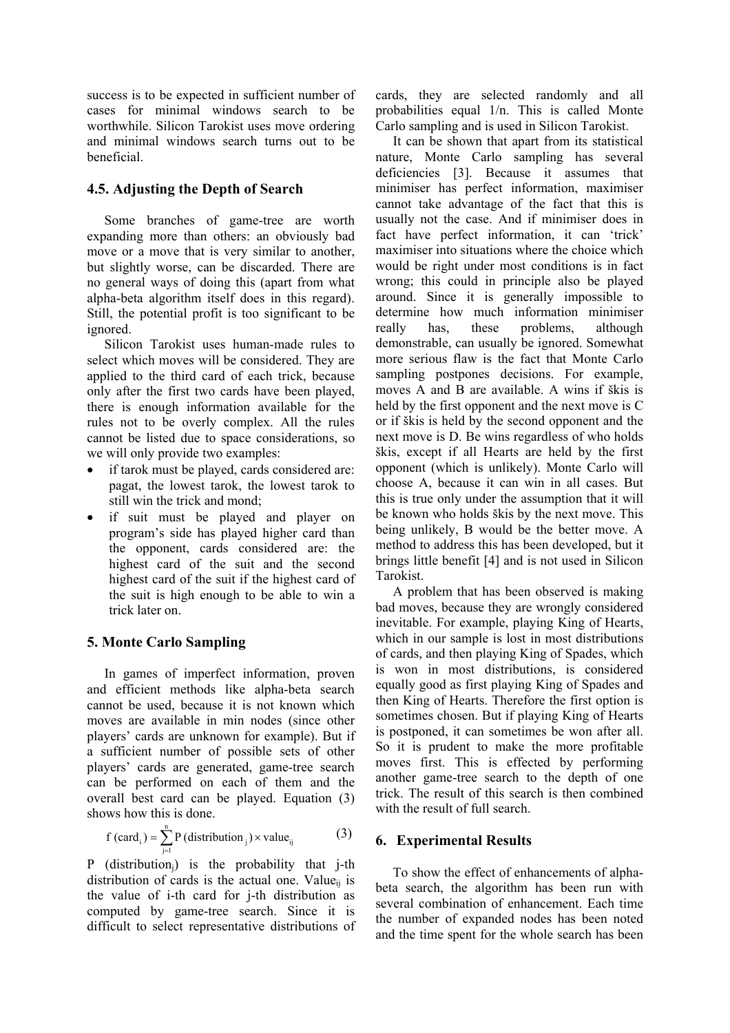success is to be expected in sufficient number of cases for minimal windows search to be worthwhile. Silicon Tarokist uses move ordering and minimal windows search turns out to be beneficial.

### 4.5. Adjusting the Depth of Search

Some branches of game-tree are worth expanding more than others: an obviously bad move or a move that is very similar to another, but slightly worse, can be discarded. There are no general ways of doing this (apart from what alpha-beta algorithm itself does in this regard). Still, the potential profit is too significant to be ignored.

Silicon Tarokist uses human-made rules to select which moves will be considered. They are applied to the third card of each trick, because only after the first two cards have been played, there is enough information available for the rules not to be overly complex. All the rules cannot be listed due to space considerations, so we will only provide two examples:

- if tarok must be played, cards considered are: pagat, the lowest tarok, the lowest tarok to still win the trick and mond;
- if suit must be played and player on program's side has played higher card than the opponent, cards considered are: the highest card of the suit and the second highest card of the suit if the highest card of the suit is high enough to be able to win a trick later on.

## 5. Monte Carlo Sampling

In games of imperfect information, proven and efficient methods like alpha-beta search cannot be used, because it is not known which moves are available in min nodes (since other players' cards are unknown for example). But if a sufficient number of possible sets of other players' cards are generated, game-tree search can be performed on each of them and the overall best card can be played. Equation (3) shows how this is done.

$$f\,(\text{card}_i) = \sum_{j=1}^{n} P\,(\text{distribution}_j) \times \text{value}_{ij} \tag{3}$$

P $(\text{distribution}_j)$ is the probability that j-th distribution of cards is the actual one. $\text{Value}_{ij}$ is the value of i-th card for j-th distribution as computed by game-tree search. Since it is difficult to select representative distributions of cards, they are selected randomly and all probabilities equal 1/n. This is called Monte Carlo sampling and is used in Silicon Tarokist.

It can be shown that apart from its statistical nature, Monte Carlo sampling has several deficiencies [3]. Because it assumes that minimiser has perfect information, maximiser cannot take advantage of the fact that this is usually not the case. And if minimiser does in fact have perfect information, it can 'trick' maximiser into situations where the choice which would be right under most conditions is in fact wrong; this could in principle also be played around. Since it is generally impossible to determine how much information minimiser really has, these problems, although demonstrable, can usually be ignored. Somewhat more serious flaw is the fact that Monte Carlo sampling postpones decisions. For example, moves A and B are available. A wins if škis is held by the first opponent and the next move is C or if škis is held by the second opponent and the next move is D. Be wins regardless of who holds škis, except if all Hearts are held by the first opponent (which is unlikely). Monte Carlo will choose A, because it can win in all cases. But this is true only under the assumption that it will be known who holds škis by the next move. This being unlikely, B would be the better move. A method to address this has been developed, but it brings little benefit [4] and is not used in Silicon Tarokist.

A problem that has been observed is making bad moves, because they are wrongly considered inevitable. For example, playing King of Hearts, which in our sample is lost in most distributions of cards, and then playing King of Spades, which is won in most distributions, is considered equally good as first playing King of Spades and then King of Hearts. Therefore the first option is sometimes chosen. But if playing King of Hearts is postponed, it can sometimes be won after all. So it is prudent to make the more profitable moves first. This is effected by performing another game-tree search to the depth of one trick. The result of this search is then combined with the result of full search.

## 6. Experimental Results

To show the effect of enhancements of alpha-beta search, the algorithm has been run with several combination of enhancement. Each time the number of expanded nodes has been noted and the time spent for the whole search has been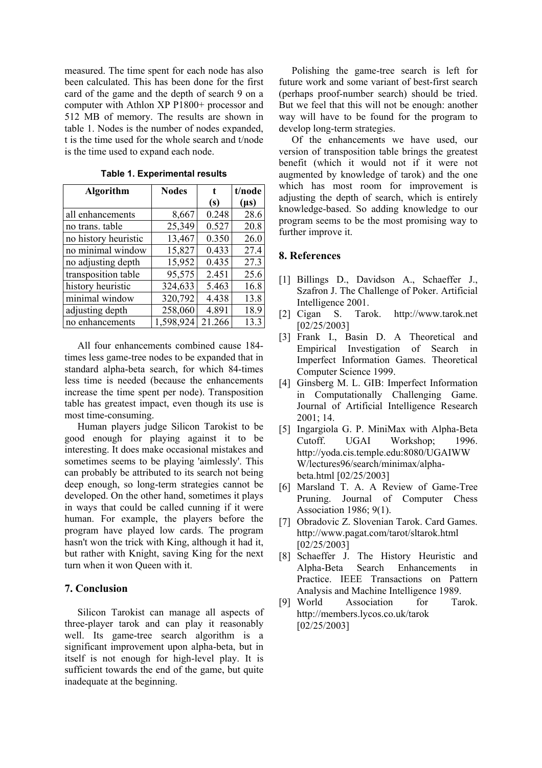measured. The time spent for each node has also been calculated. This has been done for the first card of the game and the depth of search 9 on a computer with Athlon XP P1800+ processor and 512 MB of memory. The results are shown in table 1. Nodes is the number of nodes expanded, t is the time used for the whole search and t/node is the time used to expand each node.

**Table 1. Experimental results**

| Algorithm | Nodes | t (s) | t/node (μs) |
|---|---|---|---|
| all enhancements | 8,667 | 0.248 | 28.6 |
| no trans. table | 25,349 | 0.527 | 20.8 |
| no history heuristic | 13,467 | 0.350 | 26.0 |
| no minimal window | 15,827 | 0.433 | 27.4 |
| no adjusting depth | 15,952 | 0.435 | 27.3 |
| transposition table | 95,575 | 2.451 | 25.6 |
| history heuristic | 324,633 | 5.463 | 16.8 |
| minimal window | 320,792 | 4.438 | 13.8 |
| adjusting depth | 258,060 | 4.891 | 18.9 |
| no enhancements | 1,598,924 | 21.266 | 13.3 |

All four enhancements combined cause 184-times less game-tree nodes to be expanded that in standard alpha-beta search, for which 84-times less time is needed (because the enhancements increase the time spent per node). Transposition table has greatest impact, even though its use is most time-consuming.

Human players judge Silicon Tarokist to be good enough for playing against it to be interesting. It does make occasional mistakes and sometimes seems to be playing 'aimlessly'. This can probably be attributed to its search not being deep enough, so long-term strategies cannot be developed. On the other hand, sometimes it plays in ways that could be called cunning if it were human. For example, the players before the program have played low cards. The program hasn't won the trick with King, although it had it, but rather with Knight, saving King for the next turn when it won Queen with it.

## 7. Conclusion

Silicon Tarokist can manage all aspects of three-player tarok and can play it reasonably well. Its game-tree search algorithm is a significant improvement upon alpha-beta, but in itself is not enough for high-level play. It is sufficient towards the end of the game, but quite inadequate at the beginning.

Polishing the game-tree search is left for future work and some variant of best-first search (perhaps proof-number search) should be tried. But we feel that this will not be enough: another way will have to be found for the program to develop long-term strategies.

Of the enhancements we have used, our version of transposition table brings the greatest benefit (which it would not if it were not augmented by knowledge of tarok) and the one which has most room for improvement is adjusting the depth of search, which is entirely knowledge-based. So adding knowledge to our program seems to be the most promising way to further improve it.

## 8. References

[1] Billings D., Davidson A., Schaeffer J., Szafron J. The Challenge of Poker. Artificial Intelligence 2001.

[2] Cigan S. Tarok. http://www.tarok.net [02/25/2003]

[3] Frank I., Basin D. A Theoretical and Empirical Investigation of Search in Imperfect Information Games. Theoretical Computer Science 1999.

[4] Ginsberg M. L. GIB: Imperfect Information in Computationally Challenging Game. Journal of Artificial Intelligence Research 2001; 14.

[5] Ingargiola G. P. MiniMax with Alpha-Beta Cutoff. UGAI Workshop; 1996. http://yoda.cis.temple.edu:8080/UGAIWWW/lectures96/search/minimax/alpha-beta.html [02/25/2003]

[6] Marsland T. A. A Review of Game-Tree Pruning. Journal of Computer Chess Association 1986; 9(1).

[7] Obradovic Z. Slovenian Tarok. Card Games. http://www.pagat.com/tarot/sltarok.html [02/25/2003]

[8] Schaeffer J. The History Heuristic and Alpha-Beta Search Enhancements in Practice. IEEE Transactions on Pattern Analysis and Machine Intelligence 1989.

[9] World Association for Tarok. http://members.lycos.co.uk/tarok [02/25/2003]